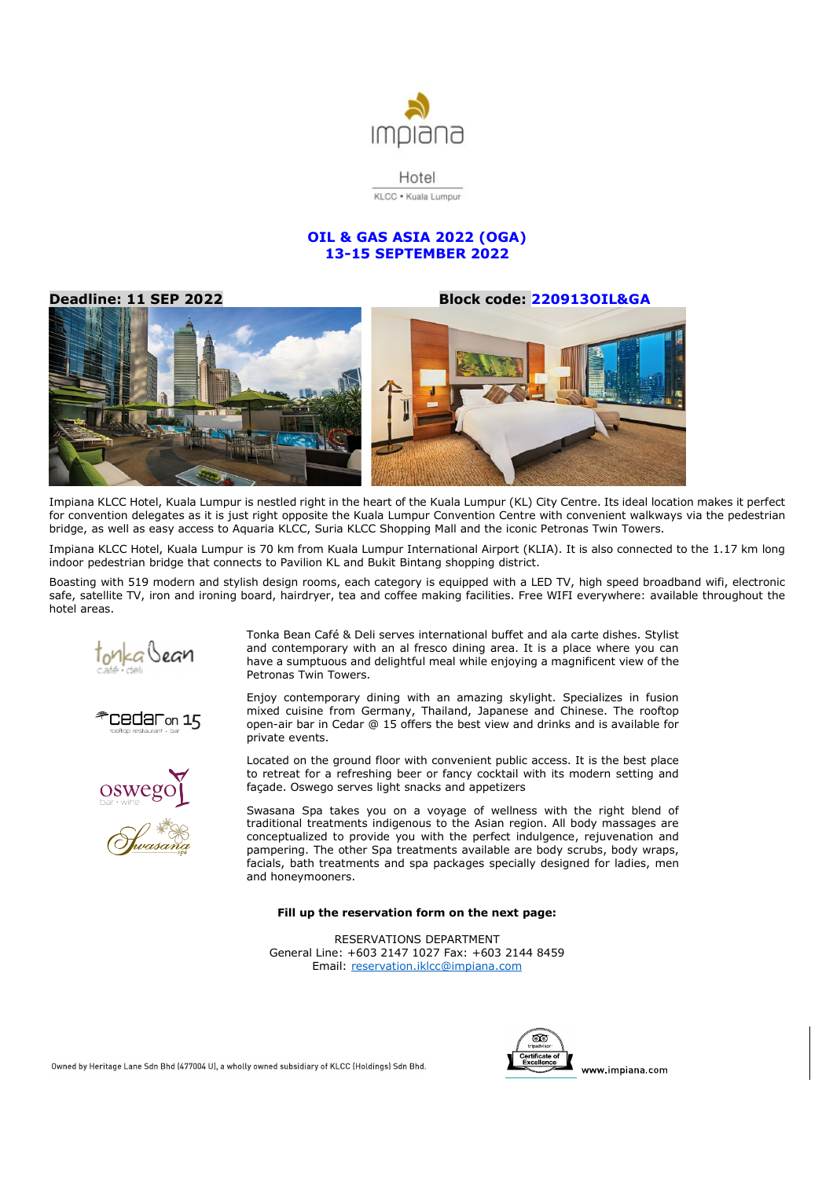Hotel

KLCC • Kuala Lumpur

## OIL & GAS ASIA 2022 (OGA)
## 13-15 SEPTEMBER 2022

**Deadline: 11 SEP 2022**

**Block code: 220913OIL&GA**

Impiana KLCC Hotel, Kuala Lumpur is nestled right in the heart of the Kuala Lumpur (KL) City Centre. Its ideal location makes it perfect for convention delegates as it is just right opposite the Kuala Lumpur Convention Centre with convenient walkways via the pedestrian bridge, as well as easy access to Aquaria KLCC, Suria KLCC Shopping Mall and the iconic Petronas Twin Towers.

Impiana KLCC Hotel, Kuala Lumpur is 70 km from Kuala Lumpur International Airport (KLIA). It is also connected to the 1.17 km long indoor pedestrian bridge that connects to Pavilion KL and Bukit Bintang shopping district.

Boasting with 519 modern and stylish design rooms, each category is equipped with a LED TV, high speed broadband wifi, electronic safe, satellite TV, iron and ironing board, hairdryer, tea and coffee making facilities. Free WIFI everywhere: available throughout the hotel areas.

Tonka Bean Café & Deli serves international buffet and ala carte dishes. Stylist and contemporary with an al fresco dining area. It is a place where you can have a sumptuous and delightful meal while enjoying a magnificent view of the Petronas Twin Towers.

Enjoy contemporary dining with an amazing skylight. Specializes in fusion mixed cuisine from Germany, Thailand, Japanese and Chinese. The rooftop open-air bar in Cedar @ 15 offers the best view and drinks and is available for private events.

Located on the ground floor with convenient public access. It is the best place to retreat for a refreshing beer or fancy cocktail with its modern setting and façade. Oswego serves light snacks and appetizers

Swasana Spa takes you on a voyage of wellness with the right blend of traditional treatments indigenous to the Asian region. All body massages are conceptualized to provide you with the perfect indulgence, rejuvenation and pampering. The other Spa treatments available are body scrubs, body wraps, facials, bath treatments and spa packages specially designed for ladies, men and honeymooners.

**Fill up the reservation form on the next page:**

RESERVATIONS DEPARTMENT
General Line: +603 2147 1027 Fax: +603 2144 8459
Email: reservation.iklcc@impiana.com

Owned by Heritage Lane Sdn Bhd (477004 U), a wholly owned subsidiary of KLCC (Holdings) Sdn Bhd.

www.impiana.com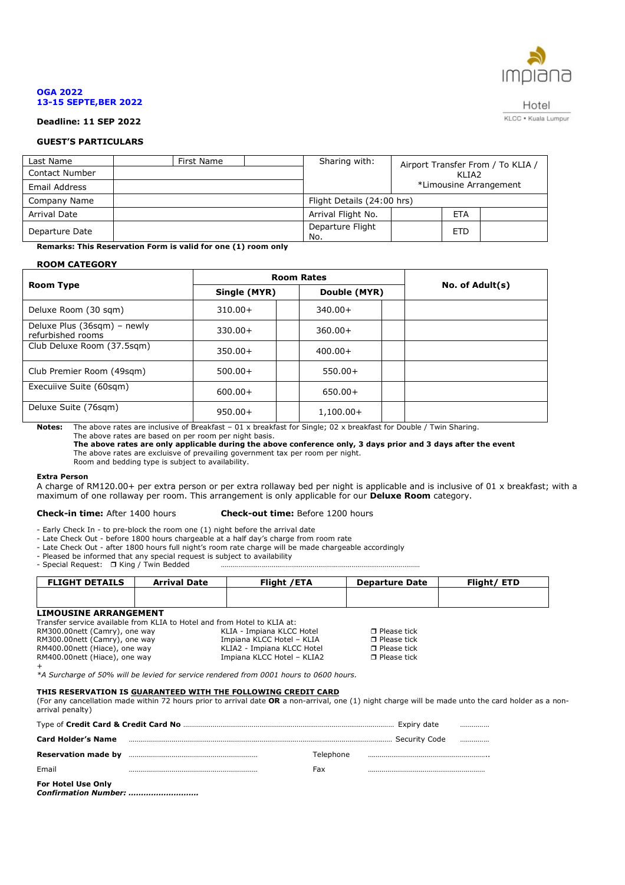**OGA 2022**
**13-15 SEPTE,BER 2022**

Impiana Hotel
KLCC • Kuala Lumpur

**Deadline: 11 SEP 2022**

**GUEST'S PARTICULARS**

| | | | | | | | |
|---|---|---|---|---|---|---|---|
| Last Name | | First Name | | Sharing with: | Airport Transfer From / To KLIA / KLIA2 *Limousine Arrangement | | |
| Contact Number | | | | | | | |
| Email Address | | | | | | | |
| Company Name | | | | Flight Details (24:00 hrs) | | | |
| Arrival Date | | | | Arrival Flight No. | | ETA | |
| Departure Date | | | | Departure Flight No. | | ETD | |

**Remarks: This Reservation Form is valid for one (1) room only**

**ROOM CATEGORY**

| Room Type | Room Rates | | | | No. of Adult(s) |
|---|---|---|---|---|---|
| | Single (MYR) | | Double (MYR) | | |
| Deluxe Room (30 sqm) | 310.00+ | | 340.00+ | | |
| Deluxe Plus (36sqm) – newly refurbished rooms | 330.00+ | | 360.00+ | | |
| Club Deluxe Room (37.5sqm) | 350.00+ | | 400.00+ | | |
| Club Premier Room (49sqm) | 500.00+ | | 550.00+ | | |
| Execuiive Suite (60sqm) | 600.00+ | | 650.00+ | | |
| Deluxe Suite (76sqm) | 950.00+ | | 1,100.00+ | | |

**Notes:** The above rates are inclusive of Breakfast – 01 x breakfast for Single; 02 x breakfast for Double / Twin Sharing.
The above rates are based on per room per night basis.
**The above rates are only applicable during the above conference only, 3 days prior and 3 days after the event**
The above rates are excluisve of prevailing government tax per room per night.
Room and bedding type is subject to availability.

**Extra Person**
A charge of RM120.00+ per extra person or per extra rollaway bed per night is applicable and is inclusive of 01 x breakfast; with a maximum of one rollaway per room. This arrangement is only applicable for our **Deluxe Room** category.

**Check-in time:** After 1400 hours **Check-out time:** Before 1200 hours

- Early Check In - to pre-block the room one (1) night before the arrival date
- Late Check Out - before 1800 hours chargeable at a half day's charge from room rate
- Late Check Out - after 1800 hours full night's room rate charge will be made chargeable accordingly
- Pleased be informed that any special request is subject to availability
- Special Request: ❐ King / Twin Bedded ……………………………………………………………………

| FLIGHT DETAILS | Arrival Date | Flight /ETA | Departure Date | Flight/ ETD |
|---|---|---|---|---|
| | | | | |

**LIMOUSINE ARRANGEMENT**
Transfer service available from KLIA to Hotel and from Hotel to KLIA at:

| | | |
|---|---|---|
| RM300.00nett (Camry), one way | KLIA - Impiana KLCC Hotel | ❐ Please tick |
| RM300.00nett (Camry), one way | Impiana KLCC Hotel – KLIA | ❐ Please tick |
| RM400.00nett (Hiace), one way | KLIA2 - Impiana KLCC Hotel | ❐ Please tick |
| RM400.00nett (Hiace), one way | Impiana KLCC Hotel – KLIA2 | ❐ Please tick |

+
*\*A Surcharge of 50% will be levied for service rendered from 0001 hours to 0600 hours.*

**THIS RESERVATION IS GUARANTEED WITH THE FOLLOWING CREDIT CARD**
(For any cancellation made within 72 hours prior to arrival date **OR** a non-arrival, one (1) night charge will be made unto the card holder as a non-arrival penalty)

Type of **Credit Card & Credit Card No** …………………………………………………… Expiry date ……………

**Card Holder's Name** …………………………………………………………………… Security Code ……………

**Reservation made by** ………………………………………… Telephone …………………………………………

Email ………………………………………… Fax …………………………………………

**For Hotel Use Only**
***Confirmation Number: ………………………***